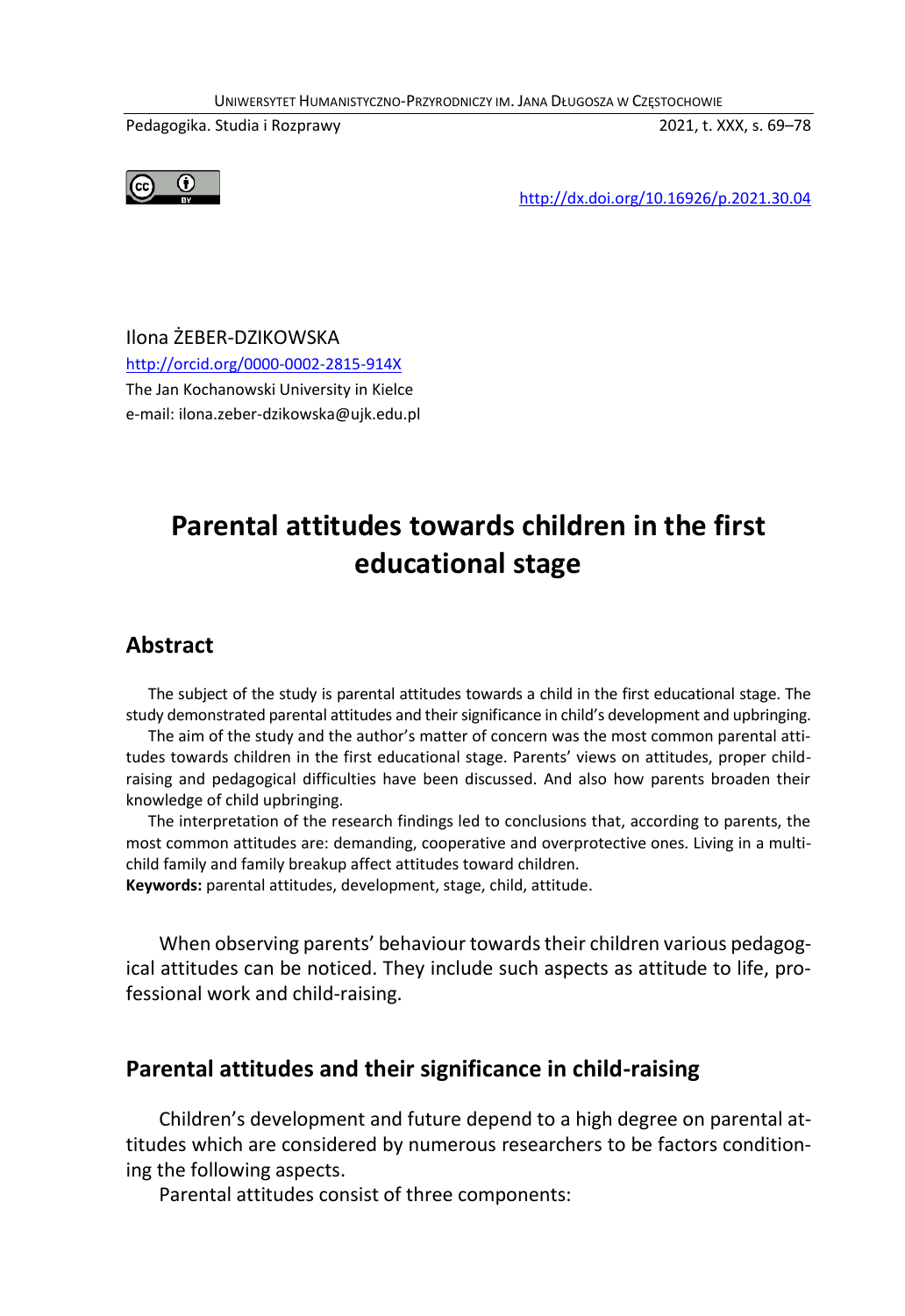Ilona ŻEBER-DZIKOWSKA
http://orcid.org/0000-0002-2815-914X
The Jan Kochanowski University in Kielce
e-mail: ilona.zeber-dzikowska@ujk.edu.pl

# Parental attitudes towards children in the first educational stage

## Abstract

The subject of the study is parental attitudes towards a child in the first educational stage. The study demonstrated parental attitudes and their significance in child's development and upbringing.

The aim of the study and the author's matter of concern was the most common parental attitudes towards children in the first educational stage. Parents' views on attitudes, proper child-raising and pedagogical difficulties have been discussed. And also how parents broaden their knowledge of child upbringing.

The interpretation of the research findings led to conclusions that, according to parents, the most common attitudes are: demanding, cooperative and overprotective ones. Living in a multi-child family and family breakup affect attitudes toward children.

**Keywords:** parental attitudes, development, stage, child, attitude.

When observing parents' behaviour towards their children various pedagogical attitudes can be noticed. They include such aspects as attitude to life, professional work and child-raising.

## Parental attitudes and their significance in child-raising

Children's development and future depend to a high degree on parental attitudes which are considered by numerous researchers to be factors conditioning the following aspects.

Parental attitudes consist of three components: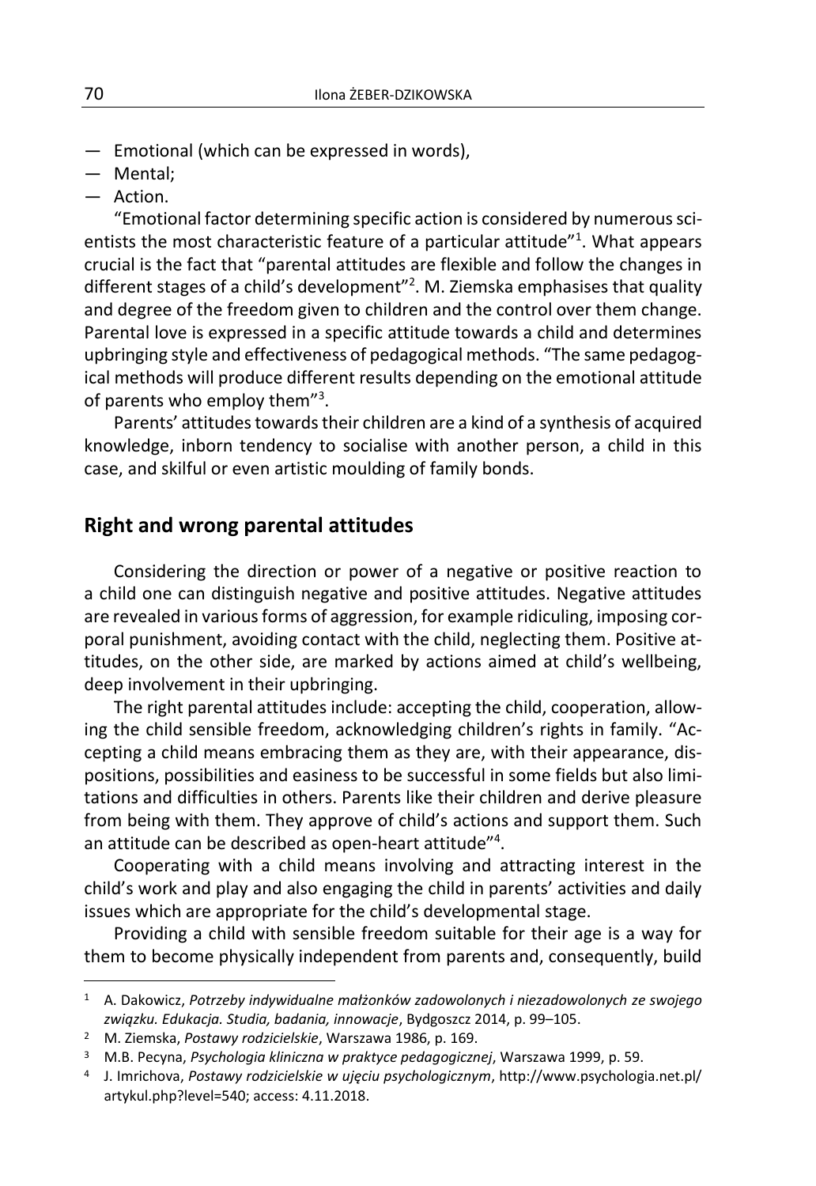- Emotional (which can be expressed in words),
- Mental;
- Action.

"Emotional factor determining specific action is considered by numerous scientists the most characteristic feature of a particular attitude"[1]. What appears crucial is the fact that "parental attitudes are flexible and follow the changes in different stages of a child's development"[2]. M. Ziemska emphasises that quality and degree of the freedom given to children and the control over them change. Parental love is expressed in a specific attitude towards a child and determines upbringing style and effectiveness of pedagogical methods. "The same pedagogical methods will produce different results depending on the emotional attitude of parents who employ them"[3].

Parents' attitudes towards their children are a kind of a synthesis of acquired knowledge, inborn tendency to socialise with another person, a child in this case, and skilful or even artistic moulding of family bonds.

## Right and wrong parental attitudes

Considering the direction or power of a negative or positive reaction to a child one can distinguish negative and positive attitudes. Negative attitudes are revealed in various forms of aggression, for example ridiculing, imposing corporal punishment, avoiding contact with the child, neglecting them. Positive attitudes, on the other side, are marked by actions aimed at child's wellbeing, deep involvement in their upbringing.

The right parental attitudes include: accepting the child, cooperation, allowing the child sensible freedom, acknowledging children's rights in family. "Accepting a child means embracing them as they are, with their appearance, dispositions, possibilities and easiness to be successful in some fields but also limitations and difficulties in others. Parents like their children and derive pleasure from being with them. They approve of child's actions and support them. Such an attitude can be described as open-heart attitude"[4].

Cooperating with a child means involving and attracting interest in the child's work and play and also engaging the child in parents' activities and daily issues which are appropriate for the child's developmental stage.

Providing a child with sensible freedom suitable for their age is a way for them to become physically independent from parents and, consequently, build

---

[1] A. Dakowicz, *Potrzeby indywidualne małżonków zadowolonych i niezadowolonych ze swojego związku. Edukacja. Studia, badania, innowacje*, Bydgoszcz 2014, p. 99–105.

[2] M. Ziemska, *Postawy rodzicielskie*, Warszawa 1986, p. 169.

[3] M.B. Pecyna, *Psychologia kliniczna w praktyce pedagogicznej*, Warszawa 1999, p. 59.

[4] J. Imrichova, *Postawy rodzicielskie w ujęciu psychologicznym*, http://www.psychologia.net.pl/artykul.php?level=540; access: 4.11.2018.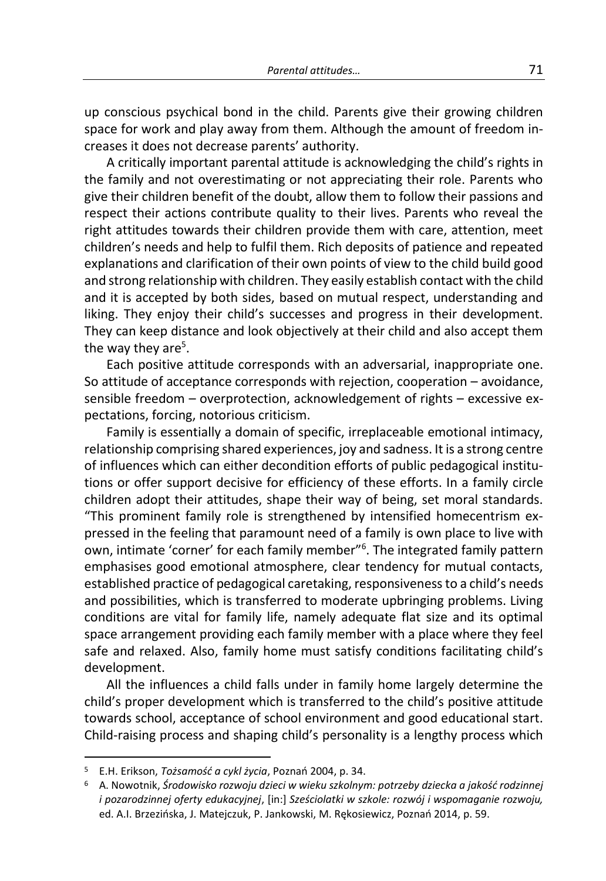up conscious psychical bond in the child. Parents give their growing children space for work and play away from them. Although the amount of freedom increases it does not decrease parents' authority.

A critically important parental attitude is acknowledging the child's rights in the family and not overestimating or not appreciating their role. Parents who give their children benefit of the doubt, allow them to follow their passions and respect their actions contribute quality to their lives. Parents who reveal the right attitudes towards their children provide them with care, attention, meet children's needs and help to fulfil them. Rich deposits of patience and repeated explanations and clarification of their own points of view to the child build good and strong relationship with children. They easily establish contact with the child and it is accepted by both sides, based on mutual respect, understanding and liking. They enjoy their child's successes and progress in their development. They can keep distance and look objectively at their child and also accept them the way they are[5].

Each positive attitude corresponds with an adversarial, inappropriate one. So attitude of acceptance corresponds with rejection, cooperation – avoidance, sensible freedom – overprotection, acknowledgement of rights – excessive expectations, forcing, notorious criticism.

Family is essentially a domain of specific, irreplaceable emotional intimacy, relationship comprising shared experiences, joy and sadness. It is a strong centre of influences which can either decondition efforts of public pedagogical institutions or offer support decisive for efficiency of these efforts. In a family circle children adopt their attitudes, shape their way of being, set moral standards. "This prominent family role is strengthened by intensified homecentrism expressed in the feeling that paramount need of a family is own place to live with own, intimate 'corner' for each family member"[6]. The integrated family pattern emphasises good emotional atmosphere, clear tendency for mutual contacts, established practice of pedagogical caretaking, responsiveness to a child's needs and possibilities, which is transferred to moderate upbringing problems. Living conditions are vital for family life, namely adequate flat size and its optimal space arrangement providing each family member with a place where they feel safe and relaxed. Also, family home must satisfy conditions facilitating child's development.

All the influences a child falls under in family home largely determine the child's proper development which is transferred to the child's positive attitude towards school, acceptance of school environment and good educational start. Child-raising process and shaping child's personality is a lengthy process which

---

[5] E.H. Erikson, *Tożsamość a cykl życia*, Poznań 2004, p. 34.

[6] A. Nowotnik, *Środowisko rozwoju dzieci w wieku szkolnym: potrzeby dziecka a jakość rodzinnej i pozarodzinnej oferty edukacyjnej*, [in:] *Sześciolatki w szkole: rozwój i wspomaganie rozwoju,* ed. A.I. Brzezińska, J. Matejczuk, P. Jankowski, M. Rękosiewicz, Poznań 2014, p. 59.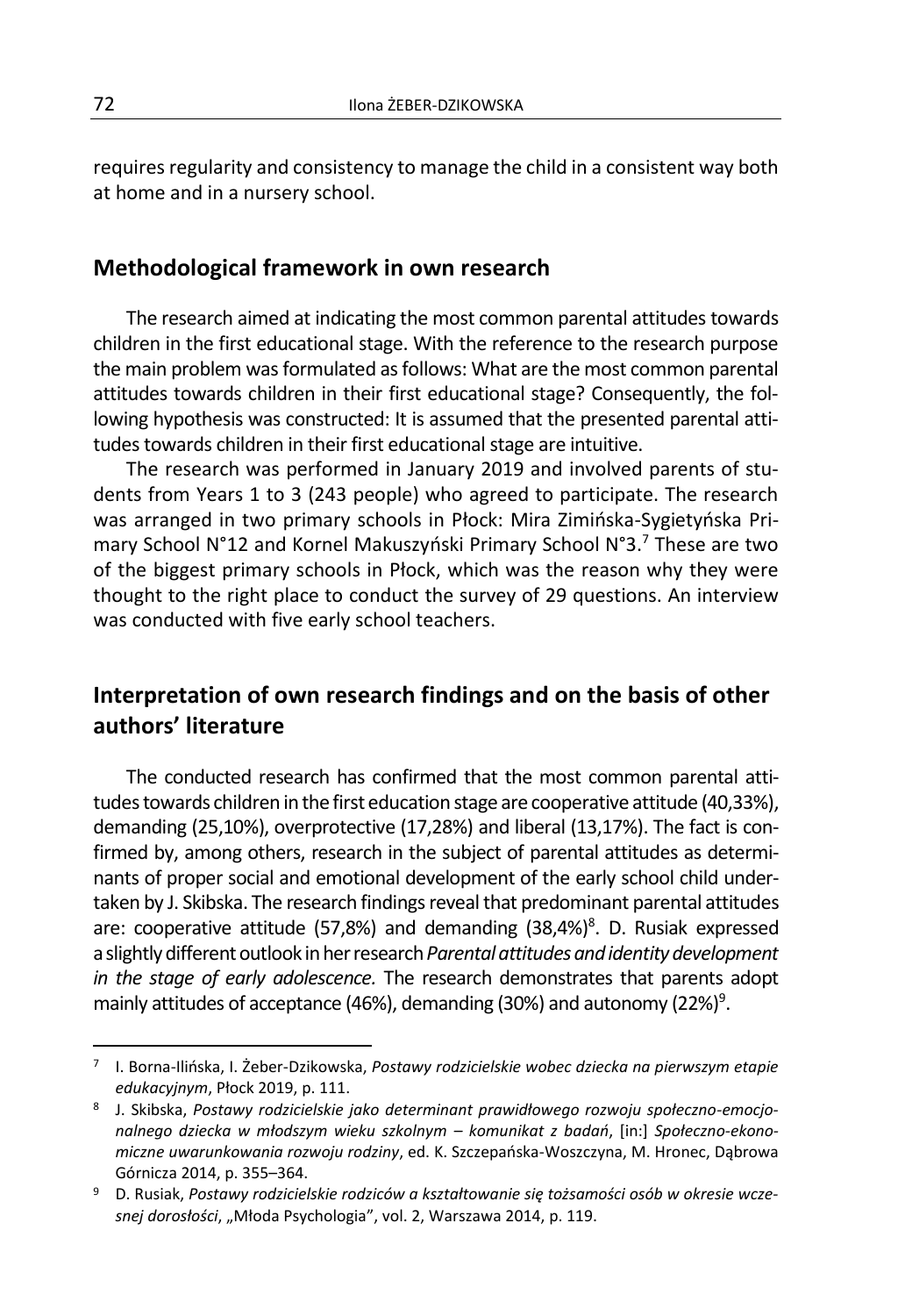requires regularity and consistency to manage the child in a consistent way both at home and in a nursery school.

## Methodological framework in own research

The research aimed at indicating the most common parental attitudes towards children in the first educational stage. With the reference to the research purpose the main problem was formulated as follows: What are the most common parental attitudes towards children in their first educational stage? Consequently, the following hypothesis was constructed: It is assumed that the presented parental attitudes towards children in their first educational stage are intuitive.

The research was performed in January 2019 and involved parents of students from Years 1 to 3 (243 people) who agreed to participate. The research was arranged in two primary schools in Płock: Mira Zimińska-Sygietyńska Primary School N°12 and Kornel Makuszyński Primary School N°3.[7] These are two of the biggest primary schools in Płock, which was the reason why they were thought to the right place to conduct the survey of 29 questions. An interview was conducted with five early school teachers.

## Interpretation of own research findings and on the basis of other authors' literature

The conducted research has confirmed that the most common parental attitudes towards children in the first education stage are cooperative attitude (40,33%), demanding (25,10%), overprotective (17,28%) and liberal (13,17%). The fact is confirmed by, among others, research in the subject of parental attitudes as determinants of proper social and emotional development of the early school child undertaken by J. Skibska. The research findings reveal that predominant parental attitudes are: cooperative attitude (57,8%) and demanding (38,4%)[8]. D. Rusiak expressed a slightly different outlook in her research *Parental attitudes and identity development in the stage of early adolescence.* The research demonstrates that parents adopt mainly attitudes of acceptance (46%), demanding (30%) and autonomy (22%)[9].

---

[7] I. Borna-Ilińska, I. Żeber-Dzikowska, *Postawy rodzicielskie wobec dziecka na pierwszym etapie edukacyjnym*, Płock 2019, p. 111.

[8] J. Skibska, *Postawy rodzicielskie jako determinant prawidłowego rozwoju społeczno-emocjonalnego dziecka w młodszym wieku szkolnym – komunikat z badań*, [in:] *Społeczno-ekonomiczne uwarunkowania rozwoju rodziny*, ed. K. Szczepańska-Woszczyna, M. Hronec, Dąbrowa Górnicza 2014, p. 355–364.

[9] D. Rusiak, *Postawy rodzicielskie rodziców a kształtowanie się tożsamości osób w okresie wczesnej dorosłości*, „Młoda Psychologia", vol. 2, Warszawa 2014, p. 119.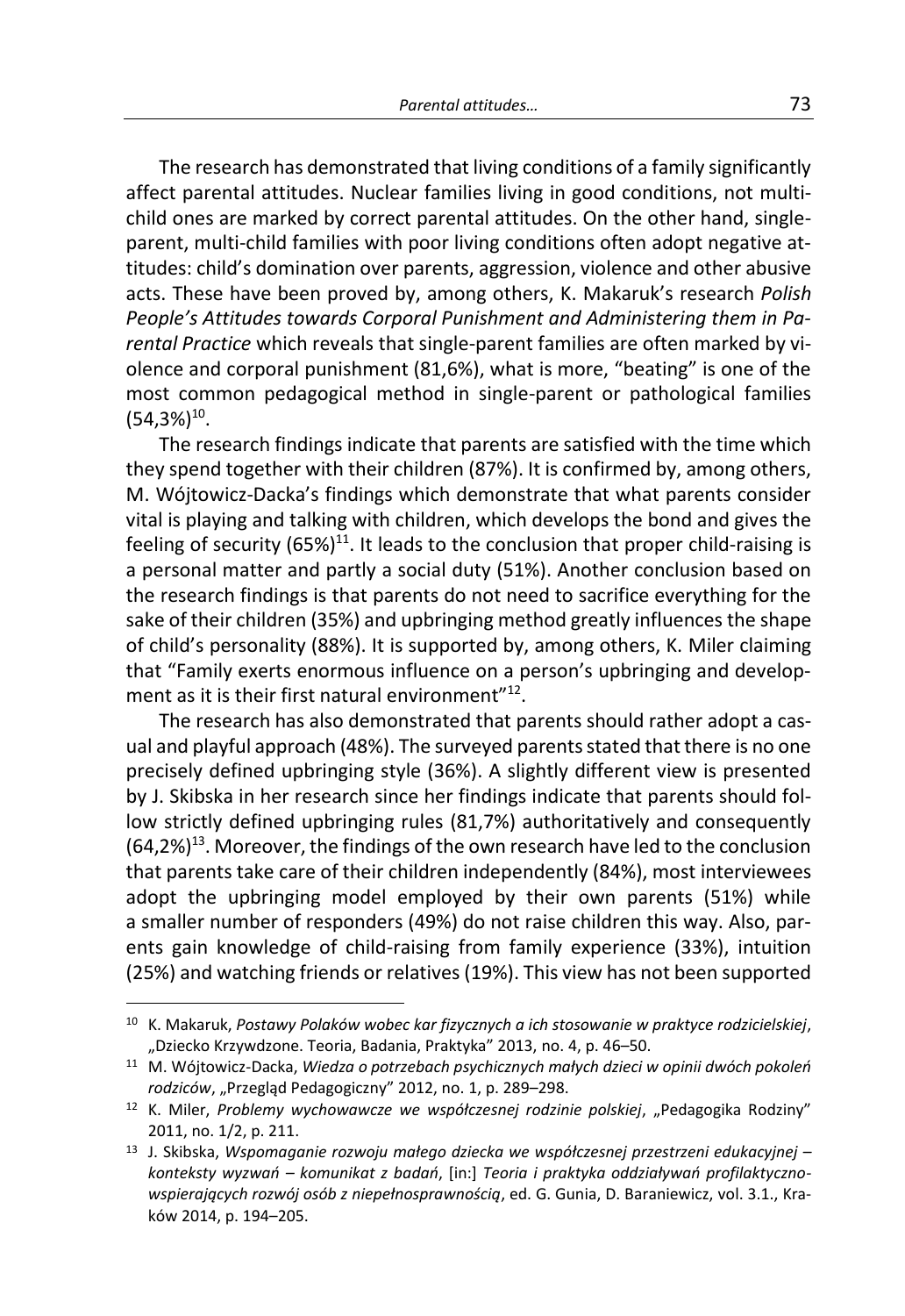The research has demonstrated that living conditions of a family significantly affect parental attitudes. Nuclear families living in good conditions, not multi-child ones are marked by correct parental attitudes. On the other hand, single-parent, multi-child families with poor living conditions often adopt negative attitudes: child's domination over parents, aggression, violence and other abusive acts. These have been proved by, among others, K. Makaruk's research *Polish People's Attitudes towards Corporal Punishment and Administering them in Parental Practice* which reveals that single-parent families are often marked by violence and corporal punishment (81,6%), what is more, "beating" is one of the most common pedagogical method in single-parent or pathological families (54,3%)[10].

The research findings indicate that parents are satisfied with the time which they spend together with their children (87%). It is confirmed by, among others, M. Wójtowicz-Dacka's findings which demonstrate that what parents consider vital is playing and talking with children, which develops the bond and gives the feeling of security (65%)[11]. It leads to the conclusion that proper child-raising is a personal matter and partly a social duty (51%). Another conclusion based on the research findings is that parents do not need to sacrifice everything for the sake of their children (35%) and upbringing method greatly influences the shape of child's personality (88%). It is supported by, among others, K. Miler claiming that "Family exerts enormous influence on a person's upbringing and development as it is their first natural environment"[12].

The research has also demonstrated that parents should rather adopt a casual and playful approach (48%). The surveyed parents stated that there is no one precisely defined upbringing style (36%). A slightly different view is presented by J. Skibska in her research since her findings indicate that parents should follow strictly defined upbringing rules (81,7%) authoritatively and consequently (64,2%)[13]. Moreover, the findings of the own research have led to the conclusion that parents take care of their children independently (84%), most interviewees adopt the upbringing model employed by their own parents (51%) while a smaller number of responders (49%) do not raise children this way. Also, parents gain knowledge of child-raising from family experience (33%), intuition (25%) and watching friends or relatives (19%). This view has not been supported

---

[10] K. Makaruk, *Postawy Polaków wobec kar fizycznych a ich stosowanie w praktyce rodzicielskiej*, „Dziecko Krzywdzone. Teoria, Badania, Praktyka" 2013, no. 4, p. 46–50.

[11] M. Wójtowicz-Dacka, *Wiedza o potrzebach psychicznych małych dzieci w opinii dwóch pokoleń rodziców*, „Przegląd Pedagogiczny" 2012, no. 1, p. 289–298.

[12] K. Miler, *Problemy wychowawcze we współczesnej rodzinie polskiej*, „Pedagogika Rodziny" 2011, no. 1/2, p. 211.

[13] J. Skibska, *Wspomaganie rozwoju małego dziecka we współczesnej przestrzeni edukacyjnej – konteksty wyzwań – komunikat z badań*, [in:] *Teoria i praktyka oddziaływań profilaktyczno-wspierających rozwój osób z niepełnosprawnością*, ed. G. Gunia, D. Baraniewicz, vol. 3.1., Kraków 2014, p. 194–205.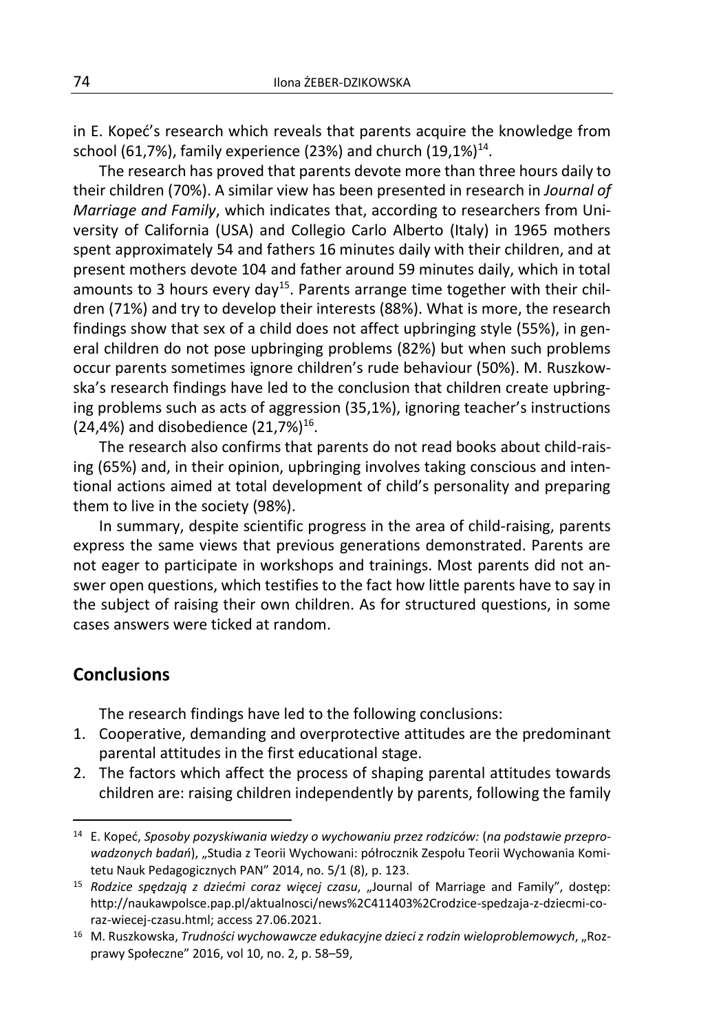in E. Kopeć's research which reveals that parents acquire the knowledge from school (61,7%), family experience (23%) and church (19,1%)[14].

The research has proved that parents devote more than three hours daily to their children (70%). A similar view has been presented in research in *Journal of Marriage and Family*, which indicates that, according to researchers from University of California (USA) and Collegio Carlo Alberto (Italy) in 1965 mothers spent approximately 54 and fathers 16 minutes daily with their children, and at present mothers devote 104 and father around 59 minutes daily, which in total amounts to 3 hours every day[15]. Parents arrange time together with their children (71%) and try to develop their interests (88%). What is more, the research findings show that sex of a child does not affect upbringing style (55%), in general children do not pose upbringing problems (82%) but when such problems occur parents sometimes ignore children's rude behaviour (50%). M. Ruszkowska's research findings have led to the conclusion that children create upbringing problems such as acts of aggression (35,1%), ignoring teacher's instructions (24,4%) and disobedience (21,7%)[16].

The research also confirms that parents do not read books about child-raising (65%) and, in their opinion, upbringing involves taking conscious and intentional actions aimed at total development of child's personality and preparing them to live in the society (98%).

In summary, despite scientific progress in the area of child-raising, parents express the same views that previous generations demonstrated. Parents are not eager to participate in workshops and trainings. Most parents did not answer open questions, which testifies to the fact how little parents have to say in the subject of raising their own children. As for structured questions, in some cases answers were ticked at random.

## Conclusions

The research findings have led to the following conclusions:

1. Cooperative, demanding and overprotective attitudes are the predominant parental attitudes in the first educational stage.
2. The factors which affect the process of shaping parental attitudes towards children are: raising children independently by parents, following the family

---

[14] E. Kopeć, *Sposoby pozyskiwania wiedzy o wychowaniu przez rodziców:* (*na podstawie przeprowadzonych badań*), „Studia z Teorii Wychowani: półrocznik Zespołu Teorii Wychowania Komitetu Nauk Pedagogicznych PAN" 2014, no. 5/1 (8), p. 123.

[15] *Rodzice spędzają z dziećmi coraz więcej czasu*, „Journal of Marriage and Family", dostęp: http://naukawpolsce.pap.pl/aktualnosci/news%2C411403%2Crodzice-spedzaja-z-dziecmi-coraz-wiecej-czasu.html; access 27.06.2021.

[16] M. Ruszkowska, *Trudności wychowawcze edukacyjne dzieci z rodzin wieloproblemowych*, „Rozprawy Społeczne" 2016, vol 10, no. 2, p. 58–59,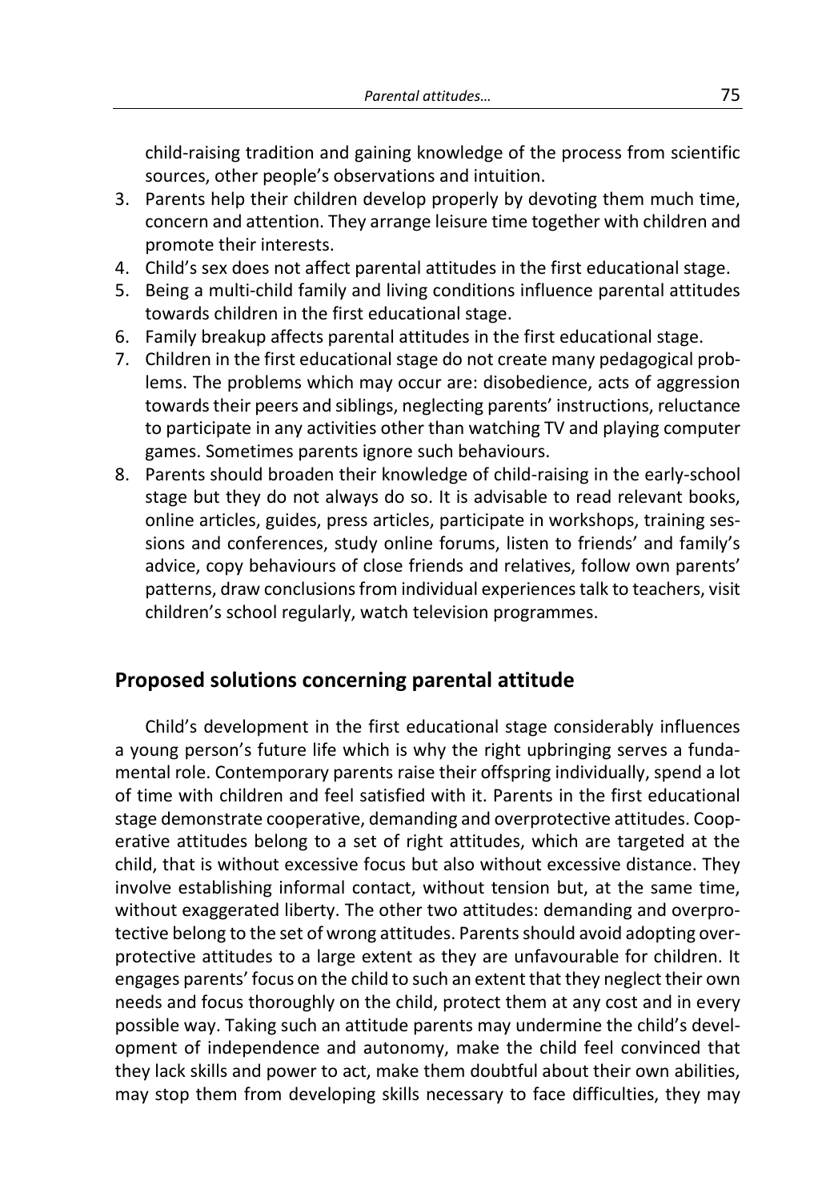child-raising tradition and gaining knowledge of the process from scientific sources, other people's observations and intuition.

3. Parents help their children develop properly by devoting them much time, concern and attention. They arrange leisure time together with children and promote their interests.
4. Child's sex does not affect parental attitudes in the first educational stage.
5. Being a multi-child family and living conditions influence parental attitudes towards children in the first educational stage.
6. Family breakup affects parental attitudes in the first educational stage.
7. Children in the first educational stage do not create many pedagogical problems. The problems which may occur are: disobedience, acts of aggression towards their peers and siblings, neglecting parents' instructions, reluctance to participate in any activities other than watching TV and playing computer games. Sometimes parents ignore such behaviours.
8. Parents should broaden their knowledge of child-raising in the early-school stage but they do not always do so. It is advisable to read relevant books, online articles, guides, press articles, participate in workshops, training sessions and conferences, study online forums, listen to friends' and family's advice, copy behaviours of close friends and relatives, follow own parents' patterns, draw conclusions from individual experiences talk to teachers, visit children's school regularly, watch television programmes.

## Proposed solutions concerning parental attitude

Child's development in the first educational stage considerably influences a young person's future life which is why the right upbringing serves a fundamental role. Contemporary parents raise their offspring individually, spend a lot of time with children and feel satisfied with it. Parents in the first educational stage demonstrate cooperative, demanding and overprotective attitudes. Cooperative attitudes belong to a set of right attitudes, which are targeted at the child, that is without excessive focus but also without excessive distance. They involve establishing informal contact, without tension but, at the same time, without exaggerated liberty. The other two attitudes: demanding and overprotective belong to the set of wrong attitudes. Parents should avoid adopting overprotective attitudes to a large extent as they are unfavourable for children. It engages parents' focus on the child to such an extent that they neglect their own needs and focus thoroughly on the child, protect them at any cost and in every possible way. Taking such an attitude parents may undermine the child's development of independence and autonomy, make the child feel convinced that they lack skills and power to act, make them doubtful about their own abilities, may stop them from developing skills necessary to face difficulties, they may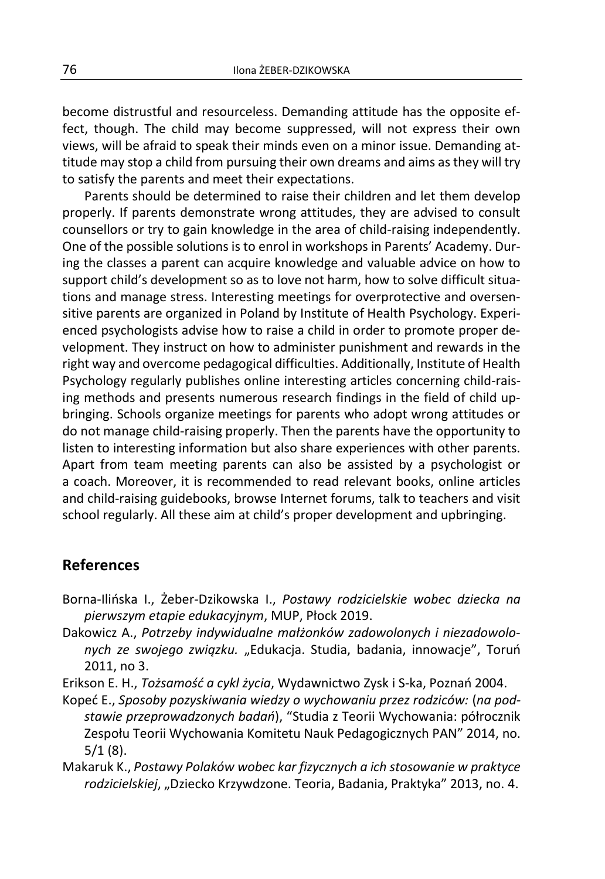become distrustful and resourceless. Demanding attitude has the opposite effect, though. The child may become suppressed, will not express their own views, will be afraid to speak their minds even on a minor issue. Demanding attitude may stop a child from pursuing their own dreams and aims as they will try to satisfy the parents and meet their expectations.

Parents should be determined to raise their children and let them develop properly. If parents demonstrate wrong attitudes, they are advised to consult counsellors or try to gain knowledge in the area of child-raising independently. One of the possible solutions is to enrol in workshops in Parents' Academy. During the classes a parent can acquire knowledge and valuable advice on how to support child's development so as to love not harm, how to solve difficult situations and manage stress. Interesting meetings for overprotective and oversensitive parents are organized in Poland by Institute of Health Psychology. Experienced psychologists advise how to raise a child in order to promote proper development. They instruct on how to administer punishment and rewards in the right way and overcome pedagogical difficulties. Additionally, Institute of Health Psychology regularly publishes online interesting articles concerning child-raising methods and presents numerous research findings in the field of child upbringing. Schools organize meetings for parents who adopt wrong attitudes or do not manage child-raising properly. Then the parents have the opportunity to listen to interesting information but also share experiences with other parents. Apart from team meeting parents can also be assisted by a psychologist or a coach. Moreover, it is recommended to read relevant books, online articles and child-raising guidebooks, browse Internet forums, talk to teachers and visit school regularly. All these aim at child's proper development and upbringing.

## References

Borna-Ilińska I., Żeber-Dzikowska I., *Postawy rodzicielskie wobec dziecka na pierwszym etapie edukacyjnym*, MUP, Płock 2019.

Dakowicz A., *Potrzeby indywidualne małżonków zadowolonych i niezadowolonych ze swojego związku.* „Edukacja. Studia, badania, innowacje", Toruń 2011, no 3.

Erikson E. H., *Tożsamość a cykl życia*, Wydawnictwo Zysk i S-ka, Poznań 2004.

Kopeć E., *Sposoby pozyskiwania wiedzy o wychowaniu przez rodziców:* (*na podstawie przeprowadzonych badań*), "Studia z Teorii Wychowania: półrocznik Zespołu Teorii Wychowania Komitetu Nauk Pedagogicznych PAN" 2014, no. 5/1 (8).

Makaruk K., *Postawy Polaków wobec kar fizycznych a ich stosowanie w praktyce rodzicielskiej*, „Dziecko Krzywdzone. Teoria, Badania, Praktyka" 2013, no. 4.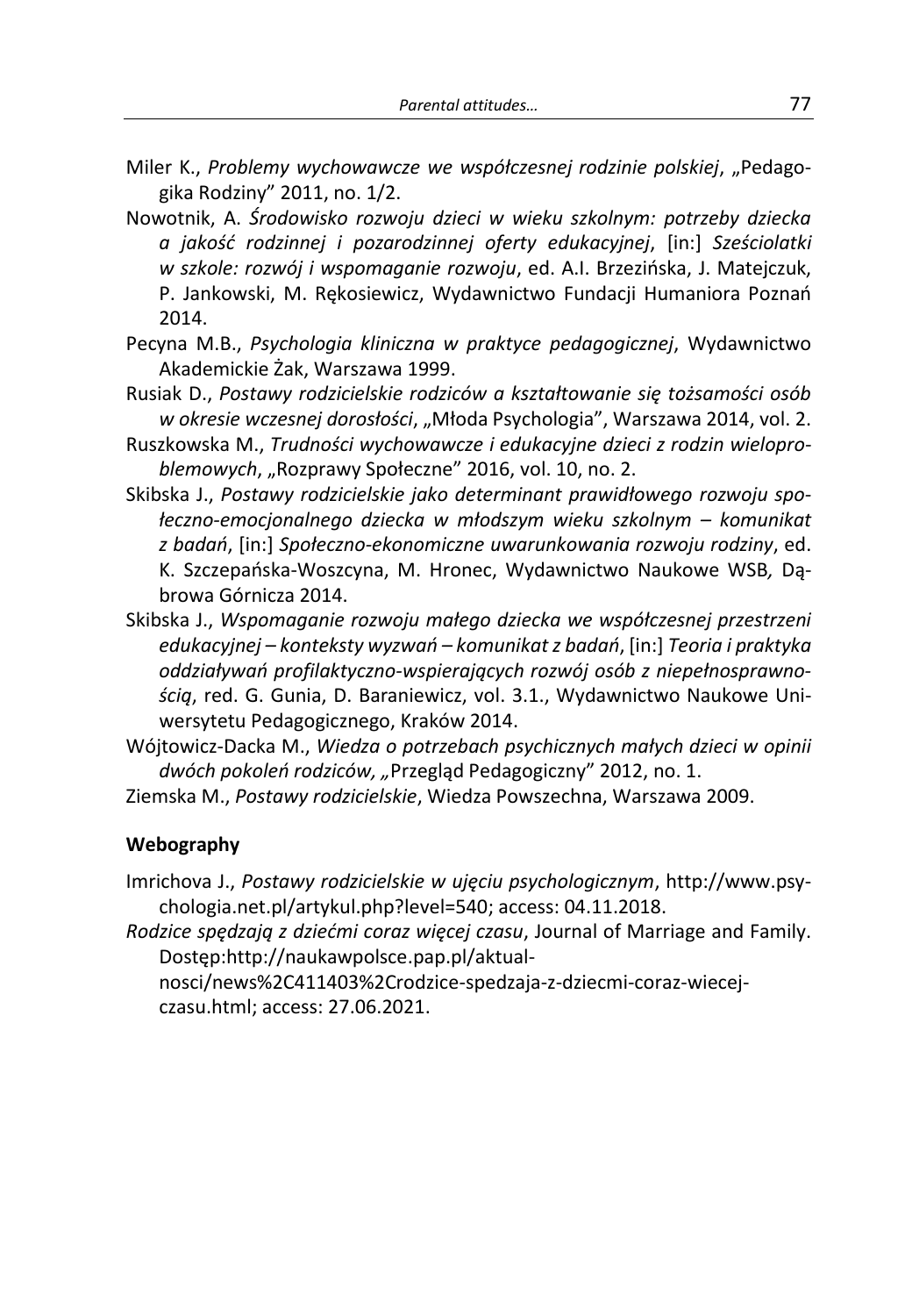Miler K., *Problemy wychowawcze we współczesnej rodzinie polskiej*, „Pedagogika Rodziny" 2011, no. 1/2.

Nowotnik, A. *Środowisko rozwoju dzieci w wieku szkolnym: potrzeby dziecka a jakość rodzinnej i pozarodzinnej oferty edukacyjnej*, [in:] *Sześciolatki w szkole: rozwój i wspomaganie rozwoju*, ed. A.I. Brzezińska, J. Matejczuk, P. Jankowski, M. Rękosiewicz, Wydawnictwo Fundacji Humaniora Poznań 2014.

Pecyna M.B., *Psychologia kliniczna w praktyce pedagogicznej*, Wydawnictwo Akademickie Żak, Warszawa 1999.

Rusiak D., *Postawy rodzicielskie rodziców a kształtowanie się tożsamości osób w okresie wczesnej dorosłości*, „Młoda Psychologia", Warszawa 2014, vol. 2.

Ruszkowska M., *Trudności wychowawcze i edukacyjne dzieci z rodzin wieloproblemowych*, „Rozprawy Społeczne" 2016, vol. 10, no. 2.

Skibska J., *Postawy rodzicielskie jako determinant prawidłowego rozwoju społeczno-emocjonalnego dziecka w młodszym wieku szkolnym – komunikat z badań*, [in:] *Społeczno-ekonomiczne uwarunkowania rozwoju rodziny*, ed. K. Szczepańska-Woszczyna, M. Hronec, Wydawnictwo Naukowe WSB, Dąbrowa Górnicza 2014.

Skibska J., *Wspomaganie rozwoju małego dziecka we współczesnej przestrzeni edukacyjnej – konteksty wyzwań – komunikat z badań*, [in:] *Teoria i praktyka oddziaływań profilaktyczno-wspierających rozwój osób z niepełnosprawnością*, red. G. Gunia, D. Baraniewicz, vol. 3.1., Wydawnictwo Naukowe Uniwersytetu Pedagogicznego, Kraków 2014.

Wójtowicz-Dacka M., *Wiedza o potrzebach psychicznych małych dzieci w opinii dwóch pokoleń rodziców, „*Przegląd Pedagogiczny" 2012, no. 1.

Ziemska M., *Postawy rodzicielskie*, Wiedza Powszechna, Warszawa 2009.

**Webography**

Imrichova J., *Postawy rodzicielskie w ujęciu psychologicznym*, http://www.psychologia.net.pl/artykul.php?level=540; access: 04.11.2018.

*Rodzice spędzają z dziećmi coraz więcej czasu*, Journal of Marriage and Family. Dostęp:http://naukawpolsce.pap.pl/aktualnosci/news%2C411403%2Crodzice-spedzaja-z-dziecmi-coraz-wiecej-czasu.html; access: 27.06.2021.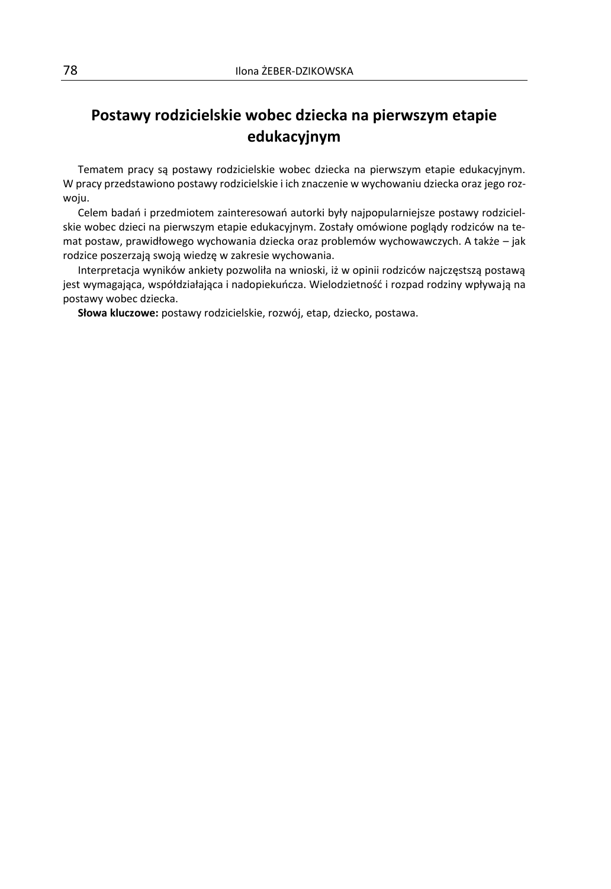# Postawy rodzicielskie wobec dziecka na pierwszym etapie edukacyjnym

Tematem pracy są postawy rodzicielskie wobec dziecka na pierwszym etapie edukacyjnym. W pracy przedstawiono postawy rodzicielskie i ich znaczenie w wychowaniu dziecka oraz jego rozwoju.

Celem badań i przedmiotem zainteresowań autorki były najpopularniejsze postawy rodzicielskie wobec dzieci na pierwszym etapie edukacyjnym. Zostały omówione poglądy rodziców na temat postaw, prawidłowego wychowania dziecka oraz problemów wychowawczych. A także – jak rodzice poszerzają swoją wiedzę w zakresie wychowania.

Interpretacja wyników ankiety pozwoliła na wnioski, iż w opinii rodziców najczęstszą postawą jest wymagająca, współdziałająca i nadopiekuńcza. Wielodzietność i rozpad rodziny wpływają na postawy wobec dziecka.

**Słowa kluczowe:** postawy rodzicielskie, rozwój, etap, dziecko, postawa.